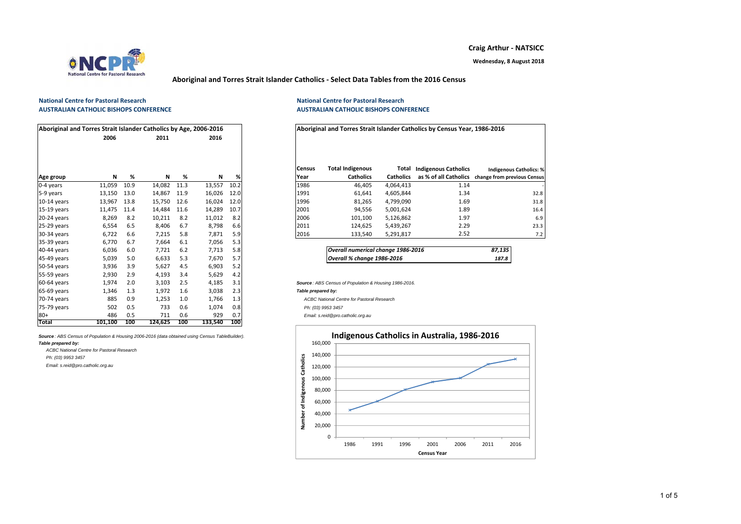**Craig Arthur - NATSICC**

**Wednesday, 8 August 2018**

# Aboriginal and Torres Strait Islander Catholics - Select Data Tables from the 2016 Census

**National Centre for Pastoral Research**
**AUSTRALIAN CATHOLIC BISHOPS CONFERENCE**

**Aboriginal and Torres Strait Islander Catholics by Age, 2006-2016**

| Age group | 2006 N | 2006 % | 2011 N | 2011 % | 2016 N | 2016 % |
|---|---|---|---|---|---|---|
| 0-4 years | 11,059 | 10.9 | 14,082 | 11.3 | 13,557 | 10.2 |
| 5-9 years | 13,150 | 13.0 | 14,867 | 11.9 | 16,026 | 12.0 |
| 10-14 years | 13,967 | 13.8 | 15,750 | 12.6 | 16,024 | 12.0 |
| 15-19 years | 11,475 | 11.4 | 14,484 | 11.6 | 14,289 | 10.7 |
| 20-24 years | 8,269 | 8.2 | 10,211 | 8.2 | 11,012 | 8.2 |
| 25-29 years | 6,554 | 6.5 | 8,406 | 6.7 | 8,798 | 6.6 |
| 30-34 years | 6,722 | 6.6 | 7,215 | 5.8 | 7,871 | 5.9 |
| 35-39 years | 6,770 | 6.7 | 7,664 | 6.1 | 7,056 | 5.3 |
| 40-44 years | 6,036 | 6.0 | 7,721 | 6.2 | 7,713 | 5.8 |
| 45-49 years | 5,039 | 5.0 | 6,633 | 5.3 | 7,670 | 5.7 |
| 50-54 years | 3,936 | 3.9 | 5,627 | 4.5 | 6,903 | 5.2 |
| 55-59 years | 2,930 | 2.9 | 4,193 | 3.4 | 5,629 | 4.2 |
| 60-64 years | 1,974 | 2.0 | 3,103 | 2.5 | 4,185 | 3.1 |
| 65-69 years | 1,346 | 1.3 | 1,972 | 1.6 | 3,038 | 2.3 |
| 70-74 years | 885 | 0.9 | 1,253 | 1.0 | 1,766 | 1.3 |
| 75-79 years | 502 | 0.5 | 733 | 0.6 | 1,074 | 0.8 |
| 80+ | 486 | 0.5 | 711 | 0.6 | 929 | 0.7 |
| **Total** | **101,100** | **100** | **124,625** | **100** | **133,540** | **100** |

*__Source__: ABS Census of Population & Housing 2006-2016 (data obtained using Census TableBuilder).*
***Table prepared by:***
*ACBC National Centre for Pastoral Research*
*Ph: (03) 9953 3457*
*Email: s.reid@pro.catholic.org.au*

**National Centre for Pastoral Research**
**AUSTRALIAN CATHOLIC BISHOPS CONFERENCE**

**Aboriginal and Torres Strait Islander Catholics by Census Year, 1986-2016**

| Census Year | Total Indigenous Catholics | Total Catholics | Indigenous Catholics as % of all Catholics | Indigenous Catholics: % change from previous Census |
|---|---|---|---|---|
| 1986 | 46,405 | 4,064,413 | 1.14 | - |
| 1991 | 61,641 | 4,605,844 | 1.34 | 32.8 |
| 1996 | 81,265 | 4,799,090 | 1.69 | 31.8 |
| 2001 | 94,556 | 5,001,624 | 1.89 | 16.4 |
| 2006 | 101,100 | 5,126,862 | 1.97 | 6.9 |
| 2011 | 124,625 | 5,439,267 | 2.29 | 23.3 |
| 2016 | 133,540 | 5,291,817 | 2.52 | 7.2 |

| | |
|---|---|
| *Overall numerical change 1986-2016* | *87,135* |
| *Overall % change 1986-2016* | *187.8* |

*__Source__: ABS Census of Population & Housing 1986-2016.*
***Table prepared by:***
*ACBC National Centre for Pastoral Research*
*Ph: (03) 9953 3457*
*Email: s.reid@pro.catholic.org.au*

**Indigenous Catholics in Australia, 1986-2016**

| Census Year | Number of Indigenous Catholics |
|---|---|
| 1986 | 46,405 |
| 1991 | 61,641 |
| 1996 | 81,265 |
| 2001 | 94,556 |
| 2006 | 101,100 |
| 2011 | 124,625 |
| 2016 | 133,540 |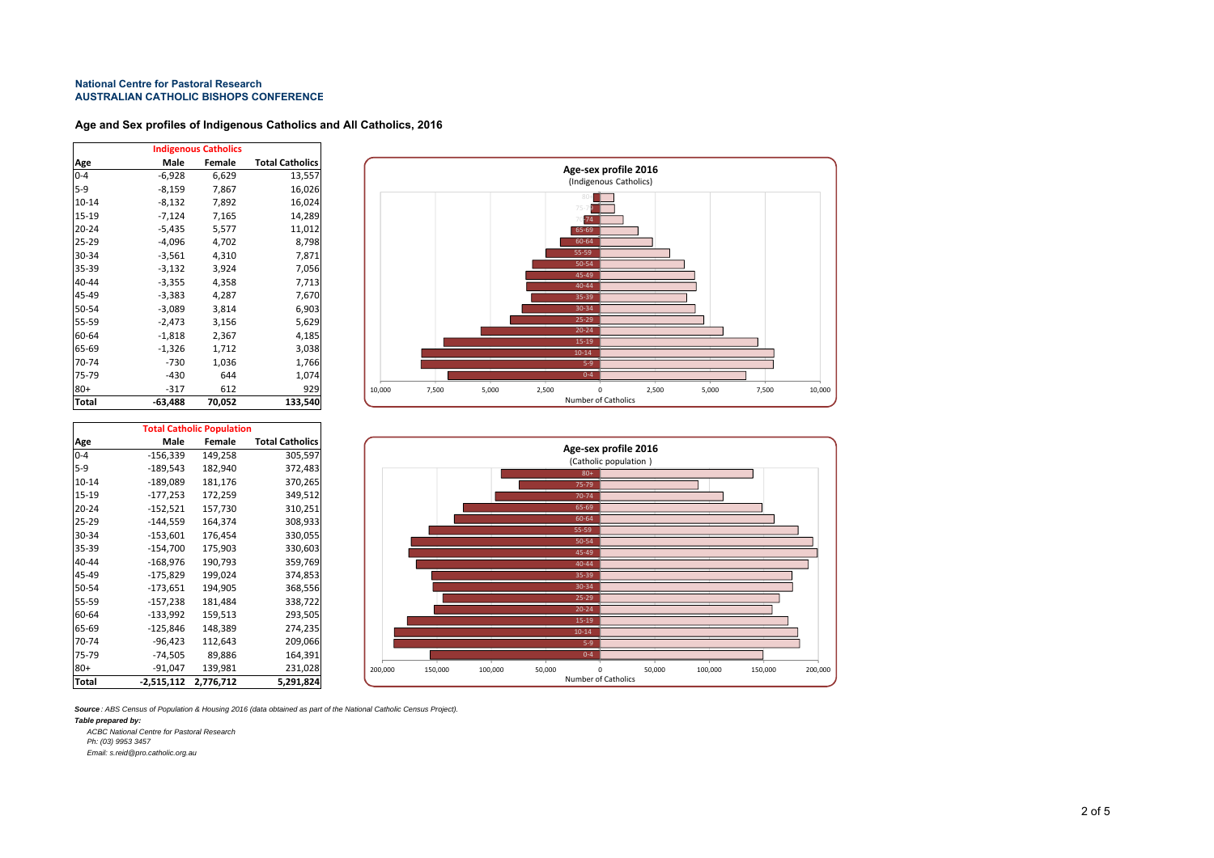**National Centre for Pastoral Research**
**AUSTRALIAN CATHOLIC BISHOPS CONFERENCE**

## Age and Sex profiles of Indigenous Catholics and All Catholics, 2016

| | Indigenous Catholics | | |
|---|---|---|---|
| **Age** | **Male** | **Female** | **Total Catholics** |
| 0-4 | -6,928 | 6,629 | 13,557 |
| 5-9 | -8,159 | 7,867 | 16,026 |
| 10-14 | -8,132 | 7,892 | 16,024 |
| 15-19 | -7,124 | 7,165 | 14,289 |
| 20-24 | -5,435 | 5,577 | 11,012 |
| 25-29 | -4,096 | 4,702 | 8,798 |
| 30-34 | -3,561 | 4,310 | 7,871 |
| 35-39 | -3,132 | 3,924 | 7,056 |
| 40-44 | -3,355 | 4,358 | 7,713 |
| 45-49 | -3,383 | 4,287 | 7,670 |
| 50-54 | -3,089 | 3,814 | 6,903 |
| 55-59 | -2,473 | 3,156 | 5,629 |
| 60-64 | -1,818 | 2,367 | 4,185 |
| 65-69 | -1,326 | 1,712 | 3,038 |
| 70-74 | -730 | 1,036 | 1,766 |
| 75-79 | -430 | 644 | 1,074 |
| 80+ | -317 | 612 | 929 |
| **Total** | **-63,488** | **70,052** | **133,540** |

**Age-sex profile 2016**
(Indigenous Catholics)

Number of Catholics

| | Total Catholic Population | | |
|---|---|---|---|
| **Age** | **Male** | **Female** | **Total Catholics** |
| 0-4 | -156,339 | 149,258 | 305,597 |
| 5-9 | -189,543 | 182,940 | 372,483 |
| 10-14 | -189,089 | 181,176 | 370,265 |
| 15-19 | -177,253 | 172,259 | 349,512 |
| 20-24 | -152,521 | 157,730 | 310,251 |
| 25-29 | -144,559 | 164,374 | 308,933 |
| 30-34 | -153,601 | 176,454 | 330,055 |
| 35-39 | -154,700 | 175,903 | 330,603 |
| 40-44 | -168,976 | 190,793 | 359,769 |
| 45-49 | -175,829 | 199,024 | 374,853 |
| 50-54 | -173,651 | 194,905 | 368,556 |
| 55-59 | -157,238 | 181,484 | 338,722 |
| 60-64 | -133,992 | 159,513 | 293,505 |
| 65-69 | -125,846 | 148,389 | 274,235 |
| 70-74 | -96,423 | 112,643 | 209,066 |
| 75-79 | -74,505 | 89,886 | 164,391 |
| 80+ | -91,047 | 139,981 | 231,028 |
| **Total** | **-2,515,112** | **2,776,712** | **5,291,824** |

**Age-sex profile 2016**
(Catholic population )

Number of Catholics

***Source**: ABS Census of Population & Housing 2016 (data obtained as part of the National Catholic Census Project).*

***Table prepared by:***

*ACBC National Centre for Pastoral Research*
*Ph: (03) 9953 3457*
*Email: s.reid@pro.catholic.org.au*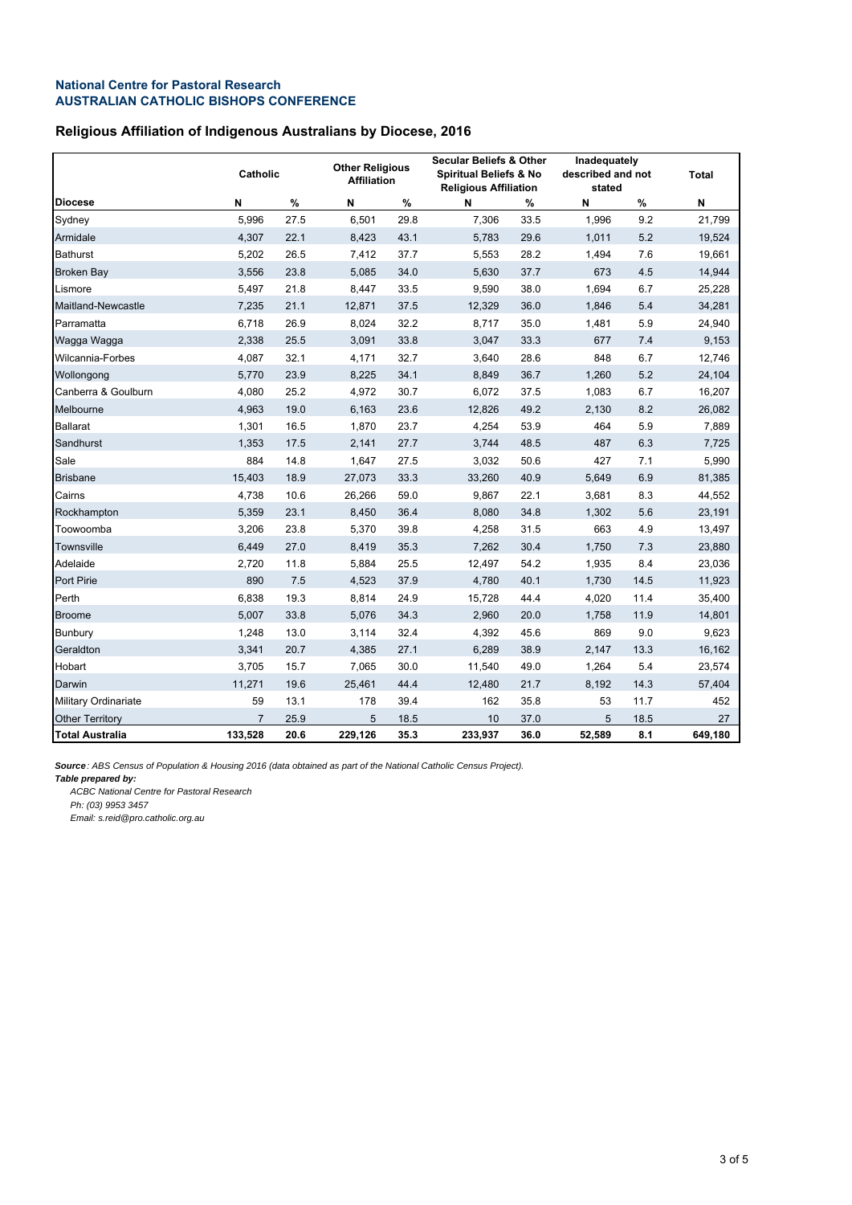**National Centre for Pastoral Research**
**AUSTRALIAN CATHOLIC BISHOPS CONFERENCE**

## Religious Affiliation of Indigenous Australians by Diocese, 2016

| | Catholic | | Other Religious Affiliation | | Secular Beliefs & Other Spiritual Beliefs & No Religious Affiliation | | Inadequately described and not stated | | Total |
|---|---|---|---|---|---|---|---|---|---|
| **Diocese** | **N** | **%** | **N** | **%** | **N** | **%** | **N** | **%** | **N** |
| Sydney | 5,996 | 27.5 | 6,501 | 29.8 | 7,306 | 33.5 | 1,996 | 9.2 | 21,799 |
| Armidale | 4,307 | 22.1 | 8,423 | 43.1 | 5,783 | 29.6 | 1,011 | 5.2 | 19,524 |
| Bathurst | 5,202 | 26.5 | 7,412 | 37.7 | 5,553 | 28.2 | 1,494 | 7.6 | 19,661 |
| Broken Bay | 3,556 | 23.8 | 5,085 | 34.0 | 5,630 | 37.7 | 673 | 4.5 | 14,944 |
| Lismore | 5,497 | 21.8 | 8,447 | 33.5 | 9,590 | 38.0 | 1,694 | 6.7 | 25,228 |
| Maitland-Newcastle | 7,235 | 21.1 | 12,871 | 37.5 | 12,329 | 36.0 | 1,846 | 5.4 | 34,281 |
| Parramatta | 6,718 | 26.9 | 8,024 | 32.2 | 8,717 | 35.0 | 1,481 | 5.9 | 24,940 |
| Wagga Wagga | 2,338 | 25.5 | 3,091 | 33.8 | 3,047 | 33.3 | 677 | 7.4 | 9,153 |
| Wilcannia-Forbes | 4,087 | 32.1 | 4,171 | 32.7 | 3,640 | 28.6 | 848 | 6.7 | 12,746 |
| Wollongong | 5,770 | 23.9 | 8,225 | 34.1 | 8,849 | 36.7 | 1,260 | 5.2 | 24,104 |
| Canberra & Goulburn | 4,080 | 25.2 | 4,972 | 30.7 | 6,072 | 37.5 | 1,083 | 6.7 | 16,207 |
| Melbourne | 4,963 | 19.0 | 6,163 | 23.6 | 12,826 | 49.2 | 2,130 | 8.2 | 26,082 |
| Ballarat | 1,301 | 16.5 | 1,870 | 23.7 | 4,254 | 53.9 | 464 | 5.9 | 7,889 |
| Sandhurst | 1,353 | 17.5 | 2,141 | 27.7 | 3,744 | 48.5 | 487 | 6.3 | 7,725 |
| Sale | 884 | 14.8 | 1,647 | 27.5 | 3,032 | 50.6 | 427 | 7.1 | 5,990 |
| Brisbane | 15,403 | 18.9 | 27,073 | 33.3 | 33,260 | 40.9 | 5,649 | 6.9 | 81,385 |
| Cairns | 4,738 | 10.6 | 26,266 | 59.0 | 9,867 | 22.1 | 3,681 | 8.3 | 44,552 |
| Rockhampton | 5,359 | 23.1 | 8,450 | 36.4 | 8,080 | 34.8 | 1,302 | 5.6 | 23,191 |
| Toowoomba | 3,206 | 23.8 | 5,370 | 39.8 | 4,258 | 31.5 | 663 | 4.9 | 13,497 |
| Townsville | 6,449 | 27.0 | 8,419 | 35.3 | 7,262 | 30.4 | 1,750 | 7.3 | 23,880 |
| Adelaide | 2,720 | 11.8 | 5,884 | 25.5 | 12,497 | 54.2 | 1,935 | 8.4 | 23,036 |
| Port Pirie | 890 | 7.5 | 4,523 | 37.9 | 4,780 | 40.1 | 1,730 | 14.5 | 11,923 |
| Perth | 6,838 | 19.3 | 8,814 | 24.9 | 15,728 | 44.4 | 4,020 | 11.4 | 35,400 |
| Broome | 5,007 | 33.8 | 5,076 | 34.3 | 2,960 | 20.0 | 1,758 | 11.9 | 14,801 |
| Bunbury | 1,248 | 13.0 | 3,114 | 32.4 | 4,392 | 45.6 | 869 | 9.0 | 9,623 |
| Geraldton | 3,341 | 20.7 | 4,385 | 27.1 | 6,289 | 38.9 | 2,147 | 13.3 | 16,162 |
| Hobart | 3,705 | 15.7 | 7,065 | 30.0 | 11,540 | 49.0 | 1,264 | 5.4 | 23,574 |
| Darwin | 11,271 | 19.6 | 25,461 | 44.4 | 12,480 | 21.7 | 8,192 | 14.3 | 57,404 |
| Military Ordinariate | 59 | 13.1 | 178 | 39.4 | 162 | 35.8 | 53 | 11.7 | 452 |
| Other Territory | 7 | 25.9 | 5 | 18.5 | 10 | 37.0 | 5 | 18.5 | 27 |
| **Total Australia** | **133,528** | **20.6** | **229,126** | **35.3** | **233,937** | **36.0** | **52,589** | **8.1** | **649,180** |

***Source***: *ABS Census of Population & Housing 2016 (data obtained as part of the National Catholic Census Project).*

***Table prepared by:***

*ACBC National Centre for Pastoral Research*
*Ph: (03) 9953 3457*
*Email: s.reid@pro.catholic.org.au*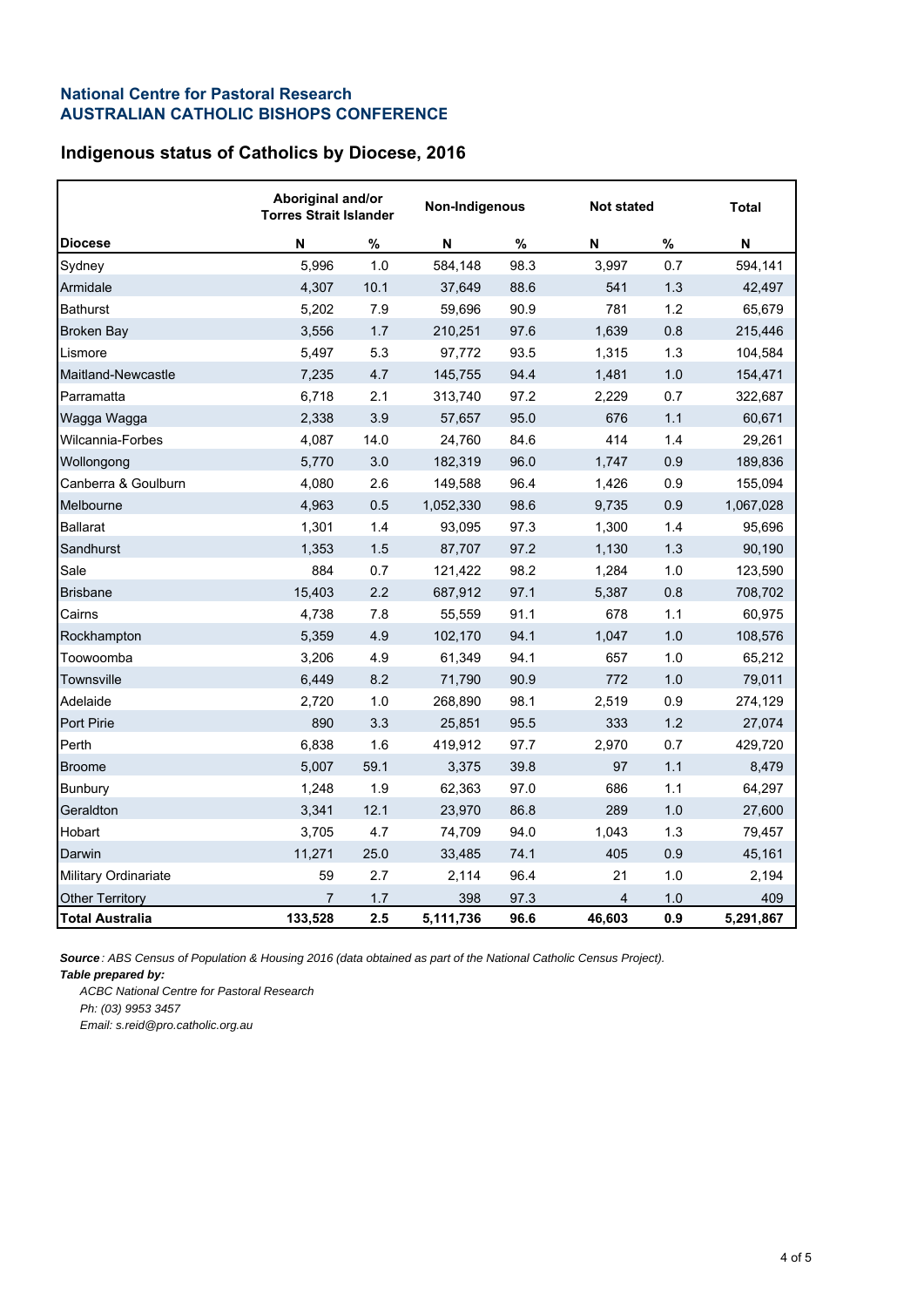**National Centre for Pastoral Research**
**AUSTRALIAN CATHOLIC BISHOPS CONFERENCE**

## Indigenous status of Catholics by Diocese, 2016

| | Aboriginal and/or Torres Strait Islander | | Non-Indigenous | | Not stated | | Total |
|---|---|---|---|---|---|---|---|
| **Diocese** | **N** | **%** | **N** | **%** | **N** | **%** | **N** |
| Sydney | 5,996 | 1.0 | 584,148 | 98.3 | 3,997 | 0.7 | 594,141 |
| Armidale | 4,307 | 10.1 | 37,649 | 88.6 | 541 | 1.3 | 42,497 |
| Bathurst | 5,202 | 7.9 | 59,696 | 90.9 | 781 | 1.2 | 65,679 |
| Broken Bay | 3,556 | 1.7 | 210,251 | 97.6 | 1,639 | 0.8 | 215,446 |
| Lismore | 5,497 | 5.3 | 97,772 | 93.5 | 1,315 | 1.3 | 104,584 |
| Maitland-Newcastle | 7,235 | 4.7 | 145,755 | 94.4 | 1,481 | 1.0 | 154,471 |
| Parramatta | 6,718 | 2.1 | 313,740 | 97.2 | 2,229 | 0.7 | 322,687 |
| Wagga Wagga | 2,338 | 3.9 | 57,657 | 95.0 | 676 | 1.1 | 60,671 |
| Wilcannia-Forbes | 4,087 | 14.0 | 24,760 | 84.6 | 414 | 1.4 | 29,261 |
| Wollongong | 5,770 | 3.0 | 182,319 | 96.0 | 1,747 | 0.9 | 189,836 |
| Canberra & Goulburn | 4,080 | 2.6 | 149,588 | 96.4 | 1,426 | 0.9 | 155,094 |
| Melbourne | 4,963 | 0.5 | 1,052,330 | 98.6 | 9,735 | 0.9 | 1,067,028 |
| Ballarat | 1,301 | 1.4 | 93,095 | 97.3 | 1,300 | 1.4 | 95,696 |
| Sandhurst | 1,353 | 1.5 | 87,707 | 97.2 | 1,130 | 1.3 | 90,190 |
| Sale | 884 | 0.7 | 121,422 | 98.2 | 1,284 | 1.0 | 123,590 |
| Brisbane | 15,403 | 2.2 | 687,912 | 97.1 | 5,387 | 0.8 | 708,702 |
| Cairns | 4,738 | 7.8 | 55,559 | 91.1 | 678 | 1.1 | 60,975 |
| Rockhampton | 5,359 | 4.9 | 102,170 | 94.1 | 1,047 | 1.0 | 108,576 |
| Toowoomba | 3,206 | 4.9 | 61,349 | 94.1 | 657 | 1.0 | 65,212 |
| Townsville | 6,449 | 8.2 | 71,790 | 90.9 | 772 | 1.0 | 79,011 |
| Adelaide | 2,720 | 1.0 | 268,890 | 98.1 | 2,519 | 0.9 | 274,129 |
| Port Pirie | 890 | 3.3 | 25,851 | 95.5 | 333 | 1.2 | 27,074 |
| Perth | 6,838 | 1.6 | 419,912 | 97.7 | 2,970 | 0.7 | 429,720 |
| Broome | 5,007 | 59.1 | 3,375 | 39.8 | 97 | 1.1 | 8,479 |
| Bunbury | 1,248 | 1.9 | 62,363 | 97.0 | 686 | 1.1 | 64,297 |
| Geraldton | 3,341 | 12.1 | 23,970 | 86.8 | 289 | 1.0 | 27,600 |
| Hobart | 3,705 | 4.7 | 74,709 | 94.0 | 1,043 | 1.3 | 79,457 |
| Darwin | 11,271 | 25.0 | 33,485 | 74.1 | 405 | 0.9 | 45,161 |
| Military Ordinariate | 59 | 2.7 | 2,114 | 96.4 | 21 | 1.0 | 2,194 |
| Other Territory | 7 | 1.7 | 398 | 97.3 | 4 | 1.0 | 409 |
| **Total Australia** | **133,528** | **2.5** | **5,111,736** | **96.6** | **46,603** | **0.9** | **5,291,867** |

***Source***: *ABS Census of Population & Housing 2016 (data obtained as part of the National Catholic Census Project).*

***Table prepared by:***

*ACBC National Centre for Pastoral Research*
*Ph: (03) 9953 3457*
*Email: s.reid@pro.catholic.org.au*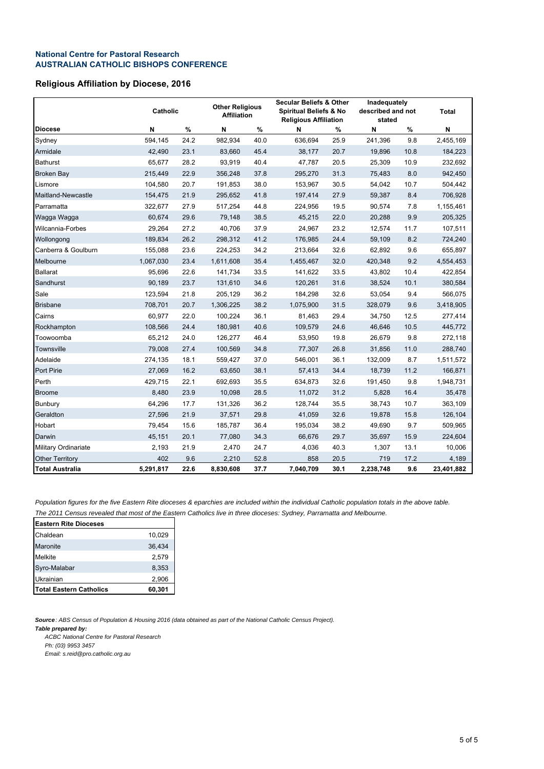**National Centre for Pastoral Research**
**AUSTRALIAN CATHOLIC BISHOPS CONFERENCE**

## Religious Affiliation by Diocese, 2016

| | Catholic | | Other Religious Affiliation | | Secular Beliefs & Other Spiritual Beliefs & No Religious Affiliation | | Inadequately described and not stated | | Total |
|---|---|---|---|---|---|---|---|---|---|
| **Diocese** | **N** | **%** | **N** | **%** | **N** | **%** | **N** | **%** | **N** |
| Sydney | 594,145 | 24.2 | 982,934 | 40.0 | 636,694 | 25.9 | 241,396 | 9.8 | 2,455,169 |
| Armidale | 42,490 | 23.1 | 83,660 | 45.4 | 38,177 | 20.7 | 19,896 | 10.8 | 184,223 |
| Bathurst | 65,677 | 28.2 | 93,919 | 40.4 | 47,787 | 20.5 | 25,309 | 10.9 | 232,692 |
| Broken Bay | 215,449 | 22.9 | 356,248 | 37.8 | 295,270 | 31.3 | 75,483 | 8.0 | 942,450 |
| Lismore | 104,580 | 20.7 | 191,853 | 38.0 | 153,967 | 30.5 | 54,042 | 10.7 | 504,442 |
| Maitland-Newcastle | 154,475 | 21.9 | 295,652 | 41.8 | 197,414 | 27.9 | 59,387 | 8.4 | 706,928 |
| Parramatta | 322,677 | 27.9 | 517,254 | 44.8 | 224,956 | 19.5 | 90,574 | 7.8 | 1,155,461 |
| Wagga Wagga | 60,674 | 29.6 | 79,148 | 38.5 | 45,215 | 22.0 | 20,288 | 9.9 | 205,325 |
| Wilcannia-Forbes | 29,264 | 27.2 | 40,706 | 37.9 | 24,967 | 23.2 | 12,574 | 11.7 | 107,511 |
| Wollongong | 189,834 | 26.2 | 298,312 | 41.2 | 176,985 | 24.4 | 59,109 | 8.2 | 724,240 |
| Canberra & Goulburn | 155,088 | 23.6 | 224,253 | 34.2 | 213,664 | 32.6 | 62,892 | 9.6 | 655,897 |
| Melbourne | 1,067,030 | 23.4 | 1,611,608 | 35.4 | 1,455,467 | 32.0 | 420,348 | 9.2 | 4,554,453 |
| Ballarat | 95,696 | 22.6 | 141,734 | 33.5 | 141,622 | 33.5 | 43,802 | 10.4 | 422,854 |
| Sandhurst | 90,189 | 23.7 | 131,610 | 34.6 | 120,261 | 31.6 | 38,524 | 10.1 | 380,584 |
| Sale | 123,594 | 21.8 | 205,129 | 36.2 | 184,298 | 32.6 | 53,054 | 9.4 | 566,075 |
| Brisbane | 708,701 | 20.7 | 1,306,225 | 38.2 | 1,075,900 | 31.5 | 328,079 | 9.6 | 3,418,905 |
| Cairns | 60,977 | 22.0 | 100,224 | 36.1 | 81,463 | 29.4 | 34,750 | 12.5 | 277,414 |
| Rockhampton | 108,566 | 24.4 | 180,981 | 40.6 | 109,579 | 24.6 | 46,646 | 10.5 | 445,772 |
| Toowoomba | 65,212 | 24.0 | 126,277 | 46.4 | 53,950 | 19.8 | 26,679 | 9.8 | 272,118 |
| Townsville | 79,008 | 27.4 | 100,569 | 34.8 | 77,307 | 26.8 | 31,856 | 11.0 | 288,740 |
| Adelaide | 274,135 | 18.1 | 559,427 | 37.0 | 546,001 | 36.1 | 132,009 | 8.7 | 1,511,572 |
| Port Pirie | 27,069 | 16.2 | 63,650 | 38.1 | 57,413 | 34.4 | 18,739 | 11.2 | 166,871 |
| Perth | 429,715 | 22.1 | 692,693 | 35.5 | 634,873 | 32.6 | 191,450 | 9.8 | 1,948,731 |
| Broome | 8,480 | 23.9 | 10,098 | 28.5 | 11,072 | 31.2 | 5,828 | 16.4 | 35,478 |
| Bunbury | 64,296 | 17.7 | 131,326 | 36.2 | 128,744 | 35.5 | 38,743 | 10.7 | 363,109 |
| Geraldton | 27,596 | 21.9 | 37,571 | 29.8 | 41,059 | 32.6 | 19,878 | 15.8 | 126,104 |
| Hobart | 79,454 | 15.6 | 185,787 | 36.4 | 195,034 | 38.2 | 49,690 | 9.7 | 509,965 |
| Darwin | 45,151 | 20.1 | 77,080 | 34.3 | 66,676 | 29.7 | 35,697 | 15.9 | 224,604 |
| Military Ordinariate | 2,193 | 21.9 | 2,470 | 24.7 | 4,036 | 40.3 | 1,307 | 13.1 | 10,006 |
| Other Territory | 402 | 9.6 | 2,210 | 52.8 | 858 | 20.5 | 719 | 17.2 | 4,189 |
| **Total Australia** | **5,291,817** | **22.6** | **8,830,608** | **37.7** | **7,040,709** | **30.1** | **2,238,748** | **9.6** | **23,401,882** |

*Population figures for the five Eastern Rite dioceses & eparchies are included within the individual Catholic population totals in the above table.*

*The 2011 Census revealed that most of the Eastern Catholics live in three dioceses: Sydney, Parramatta and Melbourne.*

| Eastern Rite Dioceses | |
|---|---|
| Chaldean | 10,029 |
| Maronite | 36,434 |
| Melkite | 2,579 |
| Syro-Malabar | 8,353 |
| Ukrainian | 2,906 |
| **Total Eastern Catholics** | **60,301** |

***Source***: *ABS Census of Population & Housing 2016 (data obtained as part of the National Catholic Census Project).*

***Table prepared by:***

*ACBC National Centre for Pastoral Research*
*Ph: (03) 9953 3457*
*Email: s.reid@pro.catholic.org.au*